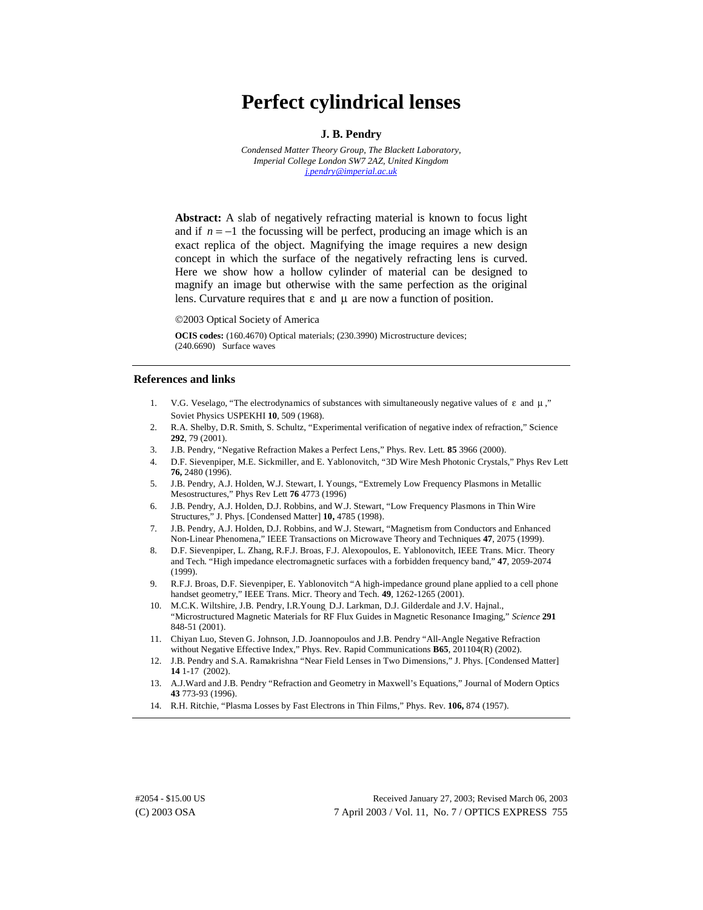# Perfect cylindrical lenses

**J. B. Pendry**

*Condensed Matter Theory Group, The Blackett Laboratory,*
*Imperial College London SW7 2AZ, United Kingdom*
*j.pendry@imperial.ac.uk*

**Abstract:** A slab of negatively refracting material is known to focus light and if $n = -1$ the focussing will be perfect, producing an image which is an exact replica of the object. Magnifying the image requires a new design concept in which the surface of the negatively refracting lens is curved. Here we show how a hollow cylinder of material can be designed to magnify an image but otherwise with the same perfection as the original lens. Curvature requires that $\varepsilon$ and $\mu$ are now a function of position.

©2003 Optical Society of America

**OCIS codes:** (160.4670) Optical materials; (230.3990) Microstructure devices; (240.6690) Surface waves

## References and links

1. V.G. Veselago, "The electrodynamics of substances with simultaneously negative values of $\varepsilon$ and $\mu$," Soviet Physics USPEKHI **10**, 509 (1968).
2. R.A. Shelby, D.R. Smith, S. Schultz, "Experimental verification of negative index of refraction," Science **292**, 79 (2001).
3. J.B. Pendry, "Negative Refraction Makes a Perfect Lens," Phys. Rev. Lett. **85** 3966 (2000).
4. D.F. Sievenpiper, M.E. Sickmiller, and E. Yablonovitch, "3D Wire Mesh Photonic Crystals," Phys Rev Lett **76,** 2480 (1996).
5. J.B. Pendry, A.J. Holden, W.J. Stewart, I. Youngs, "Extremely Low Frequency Plasmons in Metallic Mesostructures," Phys Rev Lett **76** 4773 (1996)
6. J.B. Pendry, A.J. Holden, D.J. Robbins, and W.J. Stewart, "Low Frequency Plasmons in Thin Wire Structures," J. Phys. [Condensed Matter] **10,** 4785 (1998).
7. J.B. Pendry, A.J. Holden, D.J. Robbins, and W.J. Stewart, "Magnetism from Conductors and Enhanced Non-Linear Phenomena," IEEE Transactions on Microwave Theory and Techniques **47**, 2075 (1999).
8. D.F. Sievenpiper, L. Zhang, R.F.J. Broas, F.J. Alexopoulos, E. Yablonovitch, IEEE Trans. Micr. Theory and Tech. "High impedance electromagnetic surfaces with a forbidden frequency band," **47**, 2059-2074 (1999).
9. R.F.J. Broas, D.F. Sievenpiper, E. Yablonovitch "A high-impedance ground plane applied to a cell phone handset geometry," IEEE Trans. Micr. Theory and Tech. **49**, 1262-1265 (2001).
10. M.C.K. Wiltshire, J.B. Pendry, I.R.Young, D.J. Larkman, D.J. Gilderdale and J.V. Hajnal., "Microstructured Magnetic Materials for RF Flux Guides in Magnetic Resonance Imaging," *Science* **291** 848-51 (2001).
11. Chiyan Luo, Steven G. Johnson, J.D. Joannopoulos and J.B. Pendry "All-Angle Negative Refraction without Negative Effective Index," Phys. Rev. Rapid Communications **B65**, 201104(R) (2002).
12. J.B. Pendry and S.A. Ramakrishna "Near Field Lenses in Two Dimensions," J. Phys. [Condensed Matter] **14** 1-17 (2002).
13. A.J.Ward and J.B. Pendry "Refraction and Geometry in Maxwell's Equations," Journal of Modern Optics **43** 773-93 (1996).
14. R.H. Ritchie, "Plasma Losses by Fast Electrons in Thin Films," Phys. Rev. **106,** 874 (1957).

#2054 - $15.00 US
(C) 2003 OSA

Received January 27, 2003; Revised March 06, 2003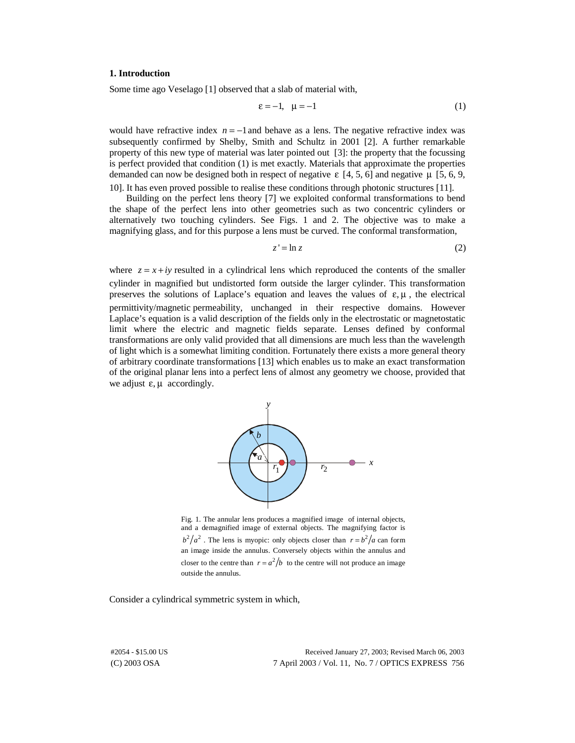### 1. Introduction

Some time ago Veselago [1] observed that a slab of material with,

$$\varepsilon = -1, \quad \mu = -1 \tag{1}$$

would have refractive index $n = -1$ and behave as a lens. The negative refractive index was subsequently confirmed by Shelby, Smith and Schultz in 2001 [2]. A further remarkable property of this new type of material was later pointed out [3]: the property that the focussing is perfect provided that condition (1) is met exactly. Materials that approximate the properties demanded can now be designed both in respect of negative $\varepsilon$ [4, 5, 6] and negative $\mu$ [5, 6, 9, 10]. It has even proved possible to realise these conditions through photonic structures [11].

Building on the perfect lens theory [7] we exploited conformal transformations to bend the shape of the perfect lens into other geometries such as two concentric cylinders or alternatively two touching cylinders. See Figs. 1 and 2. The objective was to make a magnifying glass, and for this purpose a lens must be curved. The conformal transformation,

$$z' = \ln z \tag{2}$$

where $z = x + iy$ resulted in a cylindrical lens which reproduced the contents of the smaller cylinder in magnified but undistorted form outside the larger cylinder. This transformation preserves the solutions of Laplace's equation and leaves the values of $\varepsilon, \mu$, the electrical permittivity/magnetic permeability, unchanged in their respective domains. However Laplace's equation is a valid description of the fields only in the electrostatic or magnetostatic limit where the electric and magnetic fields separate. Lenses defined by conformal transformations are only valid provided that all dimensions are much less than the wavelength of light which is a somewhat limiting condition. Fortunately there exists a more general theory of arbitrary coordinate transformations [13] which enables us to make an exact transformation of the original planar lens into a perfect lens of almost any geometry we choose, provided that we adjust $\varepsilon, \mu$ accordingly.

Fig. 1. The annular lens produces a magnified image of internal objects, and a demagnified image of external objects. The magnifying factor is $b^2/a^2$. The lens is myopic: only objects closer than $r = b^2/a$ can form an image inside the annulus. Conversely objects within the annulus and closer to the centre than $r = a^2/b$ to the centre will not produce an image outside the annulus.

Consider a cylindrical symmetric system in which,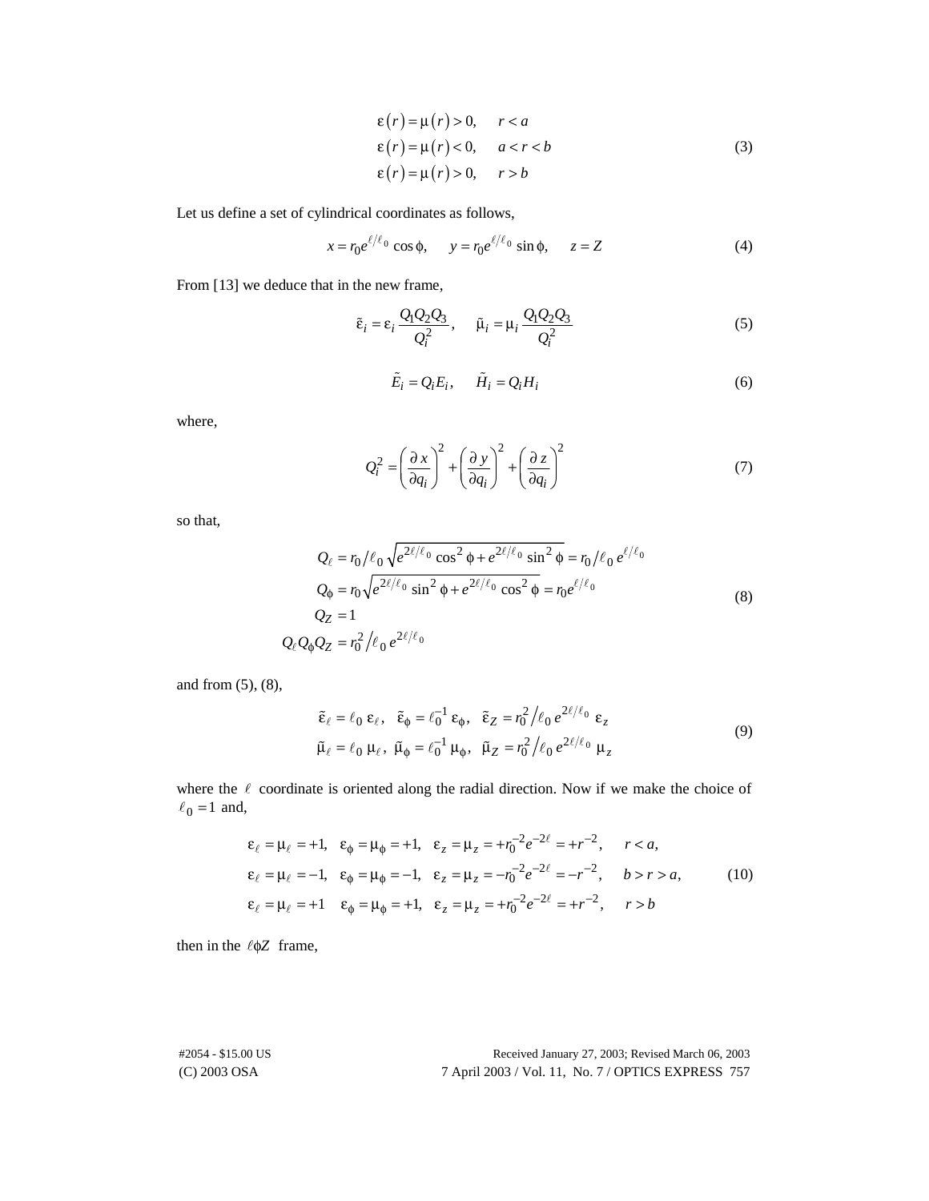$$\begin{aligned}
\varepsilon(r) &= \mu(r) > 0, \qquad r < a \\
\varepsilon(r) &= \mu(r) < 0, \qquad a < r < b \\
\varepsilon(r) &= \mu(r) > 0, \qquad r > b
\end{aligned} \tag{3}$$

Let us define a set of cylindrical coordinates as follows,

$$x = r_0 e^{\ell/\ell_0} \cos\phi, \qquad y = r_0 e^{\ell/\ell_0} \sin\phi, \qquad z = Z \tag{4}$$

From [13] we deduce that in the new frame,

$$\tilde{\varepsilon}_i = \varepsilon_i \frac{Q_1 Q_2 Q_3}{Q_i^2}, \qquad \tilde{\mu}_i = \mu_i \frac{Q_1 Q_2 Q_3}{Q_i^2} \tag{5}$$

$$\tilde{E}_i = Q_i E_i, \qquad \tilde{H}_i = Q_i H_i \tag{6}$$

where,

$$Q_i^2 = \left(\frac{\partial x}{\partial q_i}\right)^2 + \left(\frac{\partial y}{\partial q_i}\right)^2 + \left(\frac{\partial z}{\partial q_i}\right)^2 \tag{7}$$

so that,

$$\begin{aligned}
Q_\ell &= r_0/\ell_0 \sqrt{e^{2\ell/\ell_0}\cos^2\phi + e^{2\ell/\ell_0}\sin^2\phi} = r_0/\ell_0\, e^{\ell/\ell_0} \\
Q_\phi &= r_0 \sqrt{e^{2\ell/\ell_0}\sin^2\phi + e^{2\ell/\ell_0}\cos^2\phi} = r_0 e^{\ell/\ell_0} \\
Q_Z &= 1 \\
Q_\ell Q_\phi Q_Z &= r_0^2/\ell_0\, e^{2\ell/\ell_0}
\end{aligned} \tag{8}$$

and from (5), (8),

$$\begin{aligned}
\tilde{\varepsilon}_\ell &= \ell_0\, \varepsilon_\ell, \quad \tilde{\varepsilon}_\phi = \ell_0^{-1}\, \varepsilon_\phi, \quad \tilde{\varepsilon}_Z = r_0^2/\ell_0\, e^{2\ell/\ell_0}\, \varepsilon_z \\
\tilde{\mu}_\ell &= \ell_0\, \mu_\ell, \quad \tilde{\mu}_\phi = \ell_0^{-1}\, \mu_\phi, \quad \tilde{\mu}_Z = r_0^2/\ell_0\, e^{2\ell/\ell_0}\, \mu_z
\end{aligned} \tag{9}$$

where the $\ell$ coordinate is oriented along the radial direction. Now if we make the choice of $\ell_0 = 1$ and,

$$\begin{aligned}
\varepsilon_\ell &= \mu_\ell = +1, \quad \varepsilon_\phi = \mu_\phi = +1, \quad \varepsilon_z = \mu_z = +r_0^{-2} e^{-2\ell} = +r^{-2}, \qquad r < a, \\
\varepsilon_\ell &= \mu_\ell = -1, \quad \varepsilon_\phi = \mu_\phi = -1, \quad \varepsilon_z = \mu_z = -r_0^{-2} e^{-2\ell} = -r^{-2}, \qquad b > r > a, \\
\varepsilon_\ell &= \mu_\ell = +1 \quad \varepsilon_\phi = \mu_\phi = +1, \quad \varepsilon_z = \mu_z = +r_0^{-2} e^{-2\ell} = +r^{-2}, \qquad r > b
\end{aligned} \tag{10}$$

then in the $\ell\phi Z$ frame,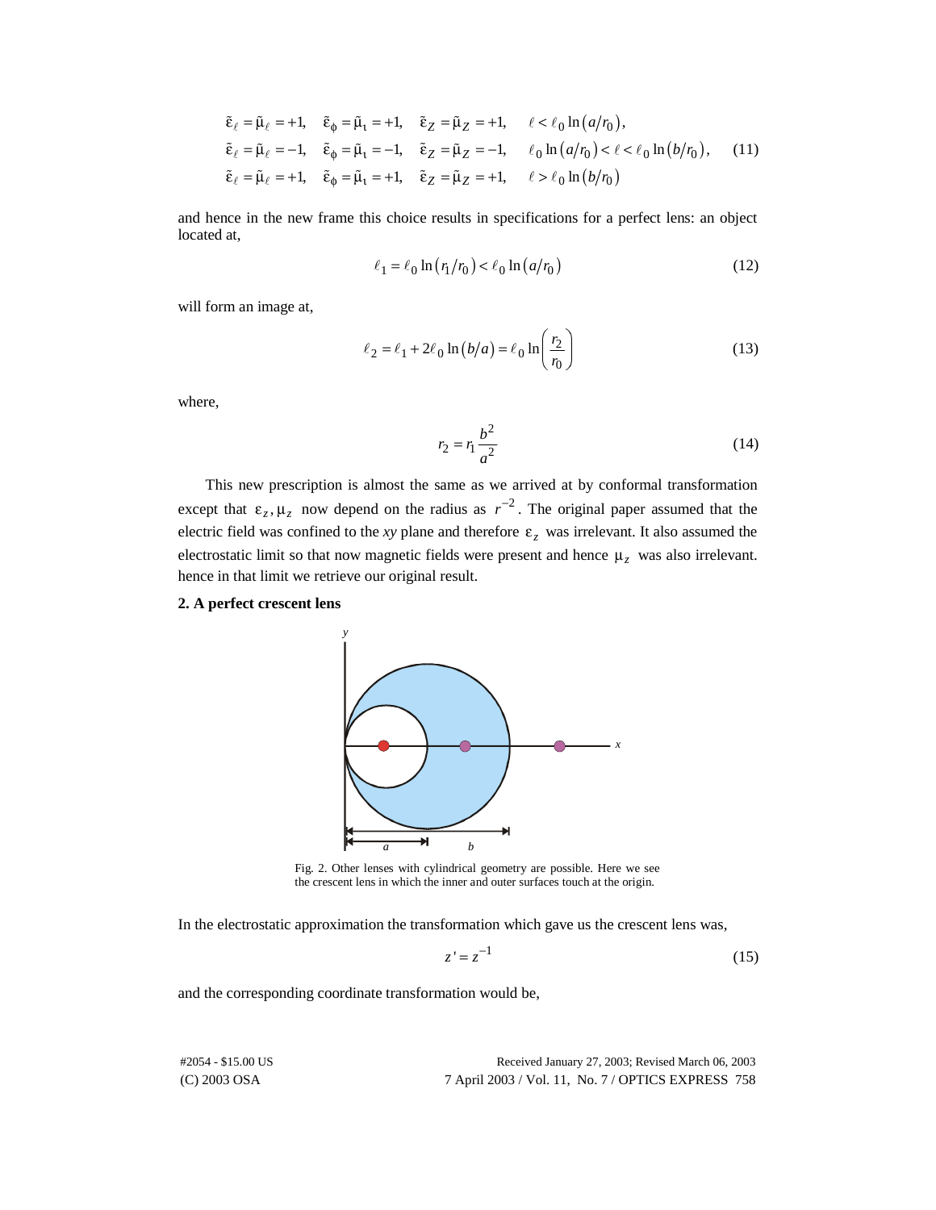$$\tilde{\varepsilon}_\ell = \tilde{\mu}_\ell = +1, \quad \tilde{\varepsilon}_\phi = \tilde{\mu}_\iota = +1, \quad \tilde{\varepsilon}_Z = \tilde{\mu}_Z = +1, \qquad \ell < \ell_0 \ln(a/r_0),$$
$$\tilde{\varepsilon}_\ell = \tilde{\mu}_\ell = -1, \quad \tilde{\varepsilon}_\phi = \tilde{\mu}_\iota = -1, \quad \tilde{\varepsilon}_Z = \tilde{\mu}_Z = -1, \qquad \ell_0 \ln(a/r_0) < \ell < \ell_0 \ln(b/r_0), \tag{11}$$
$$\tilde{\varepsilon}_\ell = \tilde{\mu}_\ell = +1, \quad \tilde{\varepsilon}_\phi = \tilde{\mu}_\iota = +1, \quad \tilde{\varepsilon}_Z = \tilde{\mu}_Z = +1, \qquad \ell > \ell_0 \ln(b/r_0)$$

and hence in the new frame this choice results in specifications for a perfect lens: an object located at,

$$\ell_1 = \ell_0 \ln(r_1/r_0) < \ell_0 \ln(a/r_0) \tag{12}$$

will form an image at,

$$\ell_2 = \ell_1 + 2\ell_0 \ln(b/a) = \ell_0 \ln\left(\frac{r_2}{r_0}\right) \tag{13}$$

where,

$$r_2 = r_1 \frac{b^2}{a^2} \tag{14}$$

This new prescription is almost the same as we arrived at by conformal transformation except that $\varepsilon_z, \mu_z$ now depend on the radius as $r^{-2}$. The original paper assumed that the electric field was confined to the *xy* plane and therefore $\varepsilon_z$ was irrelevant. It also assumed the electrostatic limit so that now magnetic fields were present and hence $\mu_z$ was also irrelevant. hence in that limit we retrieve our original result.

### 2. A perfect crescent lens

Fig. 2. Other lenses with cylindrical geometry are possible. Here we see the crescent lens in which the inner and outer surfaces touch at the origin.

In the electrostatic approximation the transformation which gave us the crescent lens was,

$$z' = z^{-1} \tag{15}$$

and the corresponding coordinate transformation would be,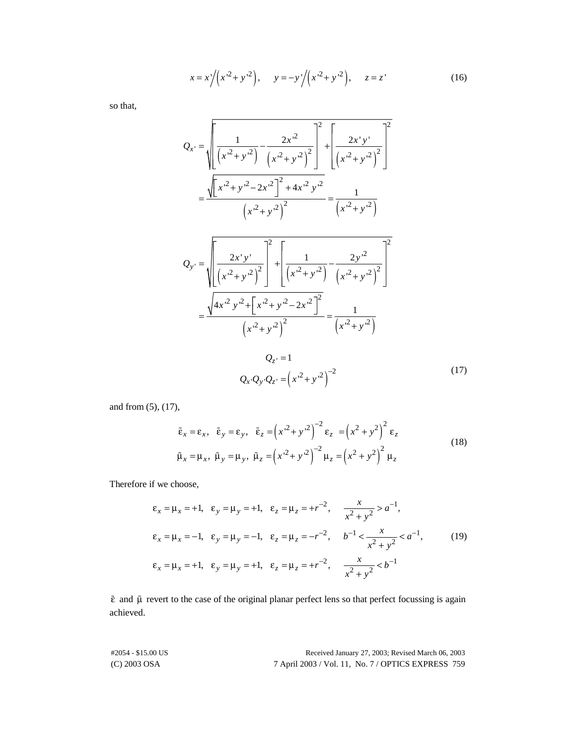$$x = x'\Big/\left(x'^2 + y'^2\right), \quad y = -y'\Big/\left(x'^2 + y'^2\right), \quad z = z' \tag{16}$$

so that,

$$Q_{x'} = \sqrt{\left[\frac{1}{\left(x'^2 + y'^2\right)} - \frac{2x'^2}{\left(x'^2 + y'^2\right)^2}\right]^2 + \left[\frac{2x'y'}{\left(x'^2 + y'^2\right)^2}\right]^2}$$

$$= \frac{\sqrt{\left[x'^2 + y'^2 - 2x'^2\right]^2 + 4x'^2 y'^2}}{\left(x'^2 + y'^2\right)^2} = \frac{1}{\left(x'^2 + y'^2\right)}$$

$$Q_{y'} = \sqrt{\left[\frac{2x'y'}{\left(x'^2 + y'^2\right)^2}\right]^2 + \left[\frac{1}{\left(x'^2 + y'^2\right)} - \frac{2y'^2}{\left(x'^2 + y'^2\right)^2}\right]^2}$$

$$= \frac{\sqrt{4x'^2 y'^2 + \left[x'^2 + y'^2 - 2x'^2\right]^2}}{\left(x'^2 + y'^2\right)^2} = \frac{1}{\left(x'^2 + y'^2\right)}$$

$$Q_{z'} = 1$$
$$Q_{x'} Q_{y'} Q_{z'} = \left(x'^2 + y'^2\right)^{-2} \tag{17}$$

and from (5), (17),

$$\tilde{\varepsilon}_x = \varepsilon_x, \quad \tilde{\varepsilon}_y = \varepsilon_y, \quad \tilde{\varepsilon}_z = \left(x'^2 + y'^2\right)^{-2} \varepsilon_z = \left(x^2 + y^2\right)^2 \varepsilon_z$$
$$\tilde{\mu}_x = \mu_x, \ \tilde{\mu}_y = \mu_y, \ \tilde{\mu}_z = \left(x'^2 + y'^2\right)^{-2} \mu_z = \left(x^2 + y^2\right)^2 \mu_z \tag{18}$$

Therefore if we choose,

$$\varepsilon_x = \mu_x = +1, \quad \varepsilon_y = \mu_y = +1, \quad \varepsilon_z = \mu_z = +r^{-2}, \qquad \frac{x}{x^2 + y^2} > a^{-1},$$
$$\varepsilon_x = \mu_x = -1, \quad \varepsilon_y = \mu_y = -1, \quad \varepsilon_z = \mu_z = -r^{-2}, \qquad b^{-1} < \frac{x}{x^2 + y^2} < a^{-1}, \tag{19}$$
$$\varepsilon_x = \mu_x = +1, \quad \varepsilon_y = \mu_y = +1, \quad \varepsilon_z = \mu_z = +r^{-2}, \qquad \frac{x}{x^2 + y^2} < b^{-1}$$

$\tilde{\varepsilon}$ and $\tilde{\mu}$ revert to the case of the original planar perfect lens so that perfect focussing is again achieved.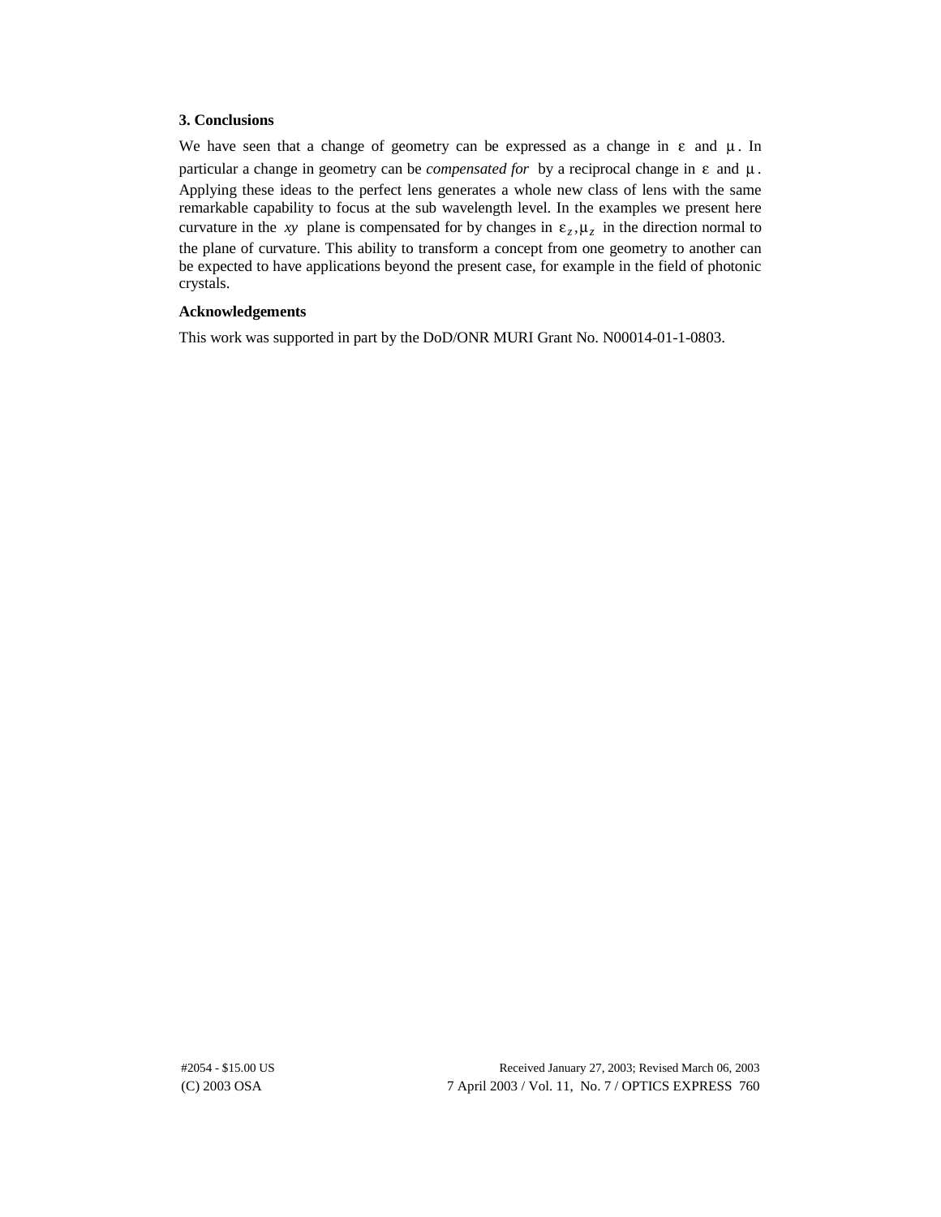### 3. Conclusions

We have seen that a change of geometry can be expressed as a change in $\varepsilon$ and $\mu$. In particular a change in geometry can be *compensated for* by a reciprocal change in $\varepsilon$ and $\mu$. Applying these ideas to the perfect lens generates a whole new class of lens with the same remarkable capability to focus at the sub wavelength level. In the examples we present here curvature in the *xy* plane is compensated for by changes in $\varepsilon_z, \mu_z$ in the direction normal to the plane of curvature. This ability to transform a concept from one geometry to another can be expected to have applications beyond the present case, for example in the field of photonic crystals.

### Acknowledgements

This work was supported in part by the DoD/ONR MURI Grant No. N00014-01-1-0803.